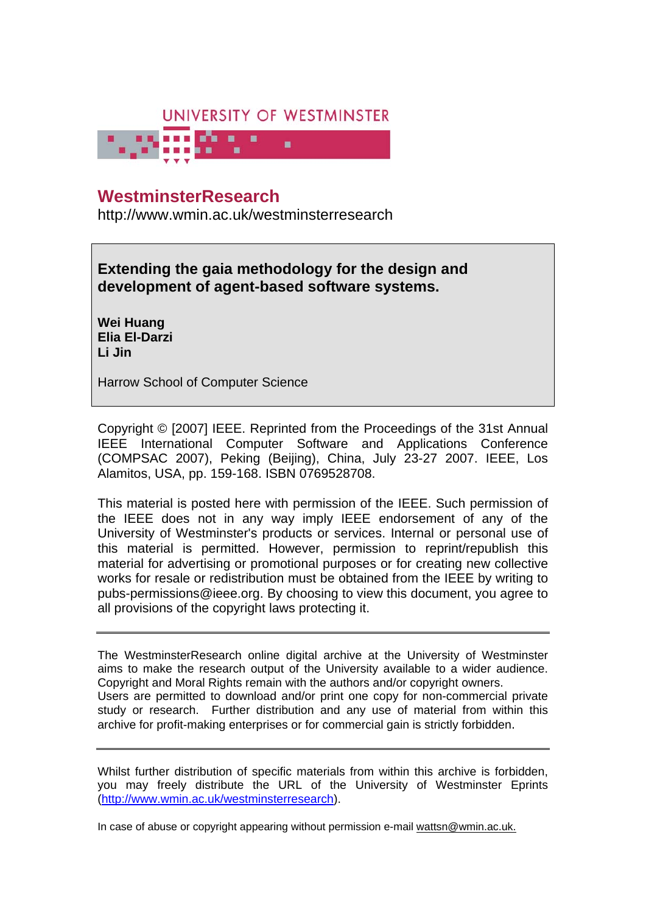UNIVERSITY OF WESTMINSTER

# WestminsterResearch

http://www.wmin.ac.uk/westminsterresearch

**Extending the gaia methodology for the design and development of agent-based software systems.**

**Wei Huang**
**Elia El-Darzi**
**Li Jin**

Harrow School of Computer Science

Copyright © [2007] IEEE. Reprinted from the Proceedings of the 31st Annual IEEE International Computer Software and Applications Conference (COMPSAC 2007), Peking (Beijing), China, July 23-27 2007. IEEE, Los Alamitos, USA, pp. 159-168. ISBN 0769528708.

This material is posted here with permission of the IEEE. Such permission of the IEEE does not in any way imply IEEE endorsement of any of the University of Westminster's products or services. Internal or personal use of this material is permitted. However, permission to reprint/republish this material for advertising or promotional purposes or for creating new collective works for resale or redistribution must be obtained from the IEEE by writing to pubs-permissions@ieee.org. By choosing to view this document, you agree to all provisions of the copyright laws protecting it.

---

The WestminsterResearch online digital archive at the University of Westminster aims to make the research output of the University available to a wider audience. Copyright and Moral Rights remain with the authors and/or copyright owners.
Users are permitted to download and/or print one copy for non-commercial private study or research. Further distribution and any use of material from within this archive for profit-making enterprises or for commercial gain is strictly forbidden.

---

Whilst further distribution of specific materials from within this archive is forbidden, you may freely distribute the URL of the University of Westminster Eprints (http://www.wmin.ac.uk/westminsterresearch).

In case of abuse or copyright appearing without permission e-mail wattsn@wmin.ac.uk.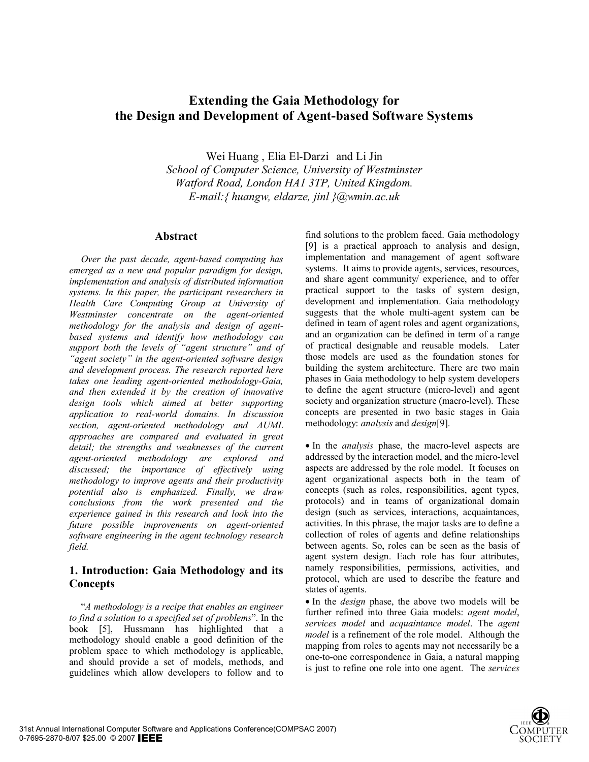# Extending the Gaia Methodology for the Design and Development of Agent-based Software Systems

Wei Huang , Elia El-Darzi and Li Jin

*School of Computer Science, University of Westminster*
*Watford Road, London HA1 3TP, United Kingdom.*
*E-mail:{ huangw, eldarze, jinl }@wmin.ac.uk*

## Abstract

*Over the past decade, agent-based computing has emerged as a new and popular paradigm for design, implementation and analysis of distributed information systems. In this paper, the participant researchers in Health Care Computing Group at University of Westminster concentrate on the agent-oriented methodology for the analysis and design of agent-based systems and identify how methodology can support both the levels of "agent structure" and of "agent society" in the agent-oriented software design and development process. The research reported here takes one leading agent-oriented methodology-Gaia, and then extended it by the creation of innovative design tools which aimed at better supporting application to real-world domains. In discussion section, agent-oriented methodology and AUML approaches are compared and evaluated in great detail; the strengths and weaknesses of the current agent-oriented methodology are explored and discussed; the importance of effectively using methodology to improve agents and their productivity potential also is emphasized. Finally, we draw conclusions from the work presented and the experience gained in this research and look into the future possible improvements on agent-oriented software engineering in the agent technology research field.*

## 1. Introduction: Gaia Methodology and its Concepts

"*A methodology is a recipe that enables an engineer to find a solution to a specified set of problems*". In the book [5], Hussmann has highlighted that a methodology should enable a good definition of the problem space to which methodology is applicable, and should provide a set of models, methods, and guidelines which allow developers to follow and to find solutions to the problem faced. Gaia methodology [9] is a practical approach to analysis and design, implementation and management of agent software systems. It aims to provide agents, services, resources, and share agent community/ experience, and to offer practical support to the tasks of system design, development and implementation. Gaia methodology suggests that the whole multi-agent system can be defined in team of agent roles and agent organizations, and an organization can be defined in term of a range of practical designable and reusable models. Later those models are used as the foundation stones for building the system architecture. There are two main phases in Gaia methodology to help system developers to define the agent structure (micro-level) and agent society and organization structure (macro-level). These concepts are presented in two basic stages in Gaia methodology: *analysis* and *design*[9].

- In the *analysis* phase, the macro-level aspects are addressed by the interaction model, and the micro-level aspects are addressed by the role model. It focuses on agent organizational aspects both in the team of concepts (such as roles, responsibilities, agent types, protocols) and in teams of organizational domain design (such as services, interactions, acquaintances, activities. In this phrase, the major tasks are to define a collection of roles of agents and define relationships between agents. So, roles can be seen as the basis of agent system design. Each role has four attributes, namely responsibilities, permissions, activities, and protocol, which are used to describe the feature and states of agents.
- In the *design* phase, the above two models will be further refined into three Gaia models: *agent model*, *services model* and *acquaintance model*. The *agent model* is a refinement of the role model. Although the mapping from roles to agents may not necessarily be a one-to-one correspondence in Gaia, a natural mapping is just to refine one role into one agent. The *services*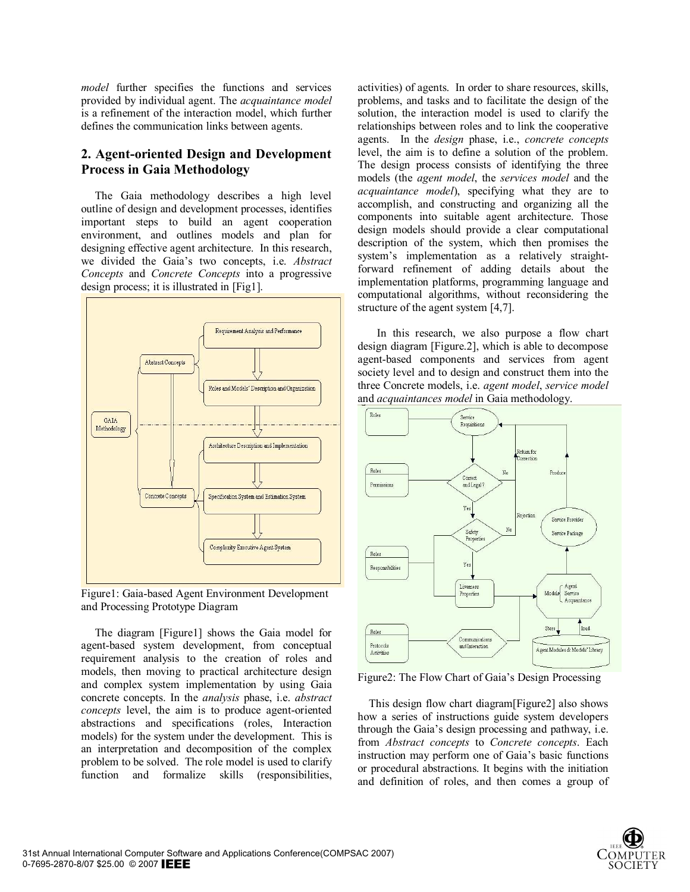*model* further specifies the functions and services provided by individual agent. The *acquaintance model* is a refinement of the interaction model, which further defines the communication links between agents.

## 2. Agent-oriented Design and Development Process in Gaia Methodology

The Gaia methodology describes a high level outline of design and development processes, identifies important steps to build an agent cooperation environment, and outlines models and plan for designing effective agent architecture. In this research, we divided the Gaia's two concepts, i.e. *Abstract Concepts* and *Concrete Concepts* into a progressive design process; it is illustrated in [Fig1].

Figure1: Gaia-based Agent Environment Development and Processing Prototype Diagram

The diagram [Figure1] shows the Gaia model for agent-based system development, from conceptual requirement analysis to the creation of roles and models, then moving to practical architecture design and complex system implementation by using Gaia concrete concepts. In the *analysis* phase, i.e. *abstract concepts* level, the aim is to produce agent-oriented abstractions and specifications (roles, Interaction models) for the system under the development. This is an interpretation and decomposition of the complex problem to be solved. The role model is used to clarify function and formalize skills (responsibilities, activities) of agents. In order to share resources, skills, problems, and tasks and to facilitate the design of the solution, the interaction model is used to clarify the relationships between roles and to link the cooperative agents. In the *design* phase, i.e., *concrete concepts* level, the aim is to define a solution of the problem. The design process consists of identifying the three models (the *agent model*, the *services model* and the *acquaintance model*), specifying what they are to accomplish, and constructing and organizing all the components into suitable agent architecture. Those design models should provide a clear computational description of the system, which then promises the system's implementation as a relatively straight-forward refinement of adding details about the implementation platforms, programming language and computational algorithms, without reconsidering the structure of the agent system [4,7].

In this research, we also purpose a flow chart design diagram [Figure.2], which is able to decompose agent-based components and services from agent society level and to design and construct them into the three Concrete models, i.e. *agent model*, *service model* and *acquaintances model* in Gaia methodology.

Figure2: The Flow Chart of Gaia's Design Processing

This design flow chart diagram[Figure2] also shows how a series of instructions guide system developers through the Gaia's design processing and pathway, i.e. from *Abstract concepts* to *Concrete concepts*. Each instruction may perform one of Gaia's basic functions or procedural abstractions. It begins with the initiation and definition of roles, and then comes a group of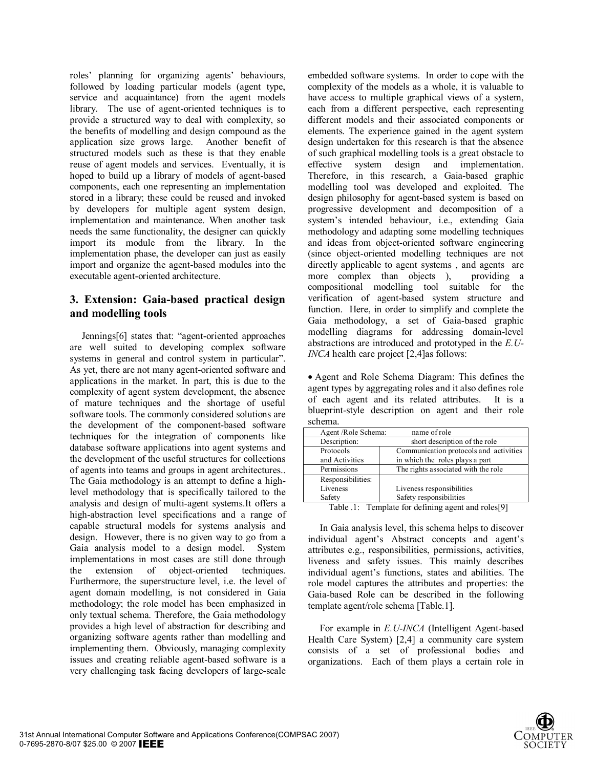roles' planning for organizing agents' behaviours, followed by loading particular models (agent type, service and acquaintance) from the agent models library. The use of agent-oriented techniques is to provide a structured way to deal with complexity, so the benefits of modelling and design compound as the application size grows large. Another benefit of structured models such as these is that they enable reuse of agent models and services. Eventually, it is hoped to build up a library of models of agent-based components, each one representing an implementation stored in a library; these could be reused and invoked by developers for multiple agent system design, implementation and maintenance. When another task needs the same functionality, the designer can quickly import its module from the library. In the implementation phase, the developer can just as easily import and organize the agent-based modules into the executable agent-oriented architecture.

## 3. Extension: Gaia-based practical design and modelling tools

Jennings[6] states that: "agent-oriented approaches are well suited to developing complex software systems in general and control system in particular". As yet, there are not many agent-oriented software and applications in the market. In part, this is due to the complexity of agent system development, the absence of mature techniques and the shortage of useful software tools. The commonly considered solutions are the development of the component-based software techniques for the integration of components like database software applications into agent systems and the development of the useful structures for collections of agents into teams and groups in agent architectures.. The Gaia methodology is an attempt to define a high-level methodology that is specifically tailored to the analysis and design of multi-agent systems.It offers a high-abstraction level specifications and a range of capable structural models for systems analysis and design. However, there is no given way to go from a Gaia analysis model to a design model. System implementations in most cases are still done through the extension of object-oriented techniques. Furthermore, the superstructure level, i.e. the level of agent domain modelling, is not considered in Gaia methodology; the role model has been emphasized in only textual schema. Therefore, the Gaia methodology provides a high level of abstraction for describing and organizing software agents rather than modelling and implementing them. Obviously, managing complexity issues and creating reliable agent-based software is a very challenging task facing developers of large-scale embedded software systems. In order to cope with the complexity of the models as a whole, it is valuable to have access to multiple graphical views of a system, each from a different perspective, each representing different models and their associated components or elements. The experience gained in the agent system design undertaken for this research is that the absence of such graphical modelling tools is a great obstacle to effective system design and implementation. Therefore, in this research, a Gaia-based graphic modelling tool was developed and exploited. The design philosophy for agent-based system is based on progressive development and decomposition of a system's intended behaviour, i.e., extending Gaia methodology and adapting some modelling techniques and ideas from object-oriented software engineering (since object-oriented modelling techniques are not directly applicable to agent systems , and agents are more complex than objects ), providing a compositional modelling tool suitable for the verification of agent-based system structure and function. Here, in order to simplify and complete the Gaia methodology, a set of Gaia-based graphic modelling diagrams for addressing domain-level abstractions are introduced and prototyped in the *E.U-INCA* health care project [2,4]as follows:

- Agent and Role Schema Diagram: This defines the agent types by aggregating roles and it also defines role of each agent and its related attributes. It is a blueprint-style description on agent and their role schema.

| Agent /Role Schema: | name of role |
|---|---|
| Description: | short description of the role |
| Protocols and Activities | Communication protocols and activities in which the roles plays a part |
| Permissions | The rights associated with the role |
| Responsibilities: | |
| Liveness | Liveness responsibilities |
| Safety | Safety responsibilities |

Table .1: Template for defining agent and roles[9]

In Gaia analysis level, this schema helps to discover individual agent's Abstract concepts and agent's attributes e.g., responsibilities, permissions, activities, liveness and safety issues. This mainly describes individual agent's functions, states and abilities. The role model captures the attributes and properties: the Gaia-based Role can be described in the following template agent/role schema [Table.1].

For example in *E.U-INCA* (Intelligent Agent-based Health Care System) [2,4] a community care system consists of a set of professional bodies and organizations. Each of them plays a certain role in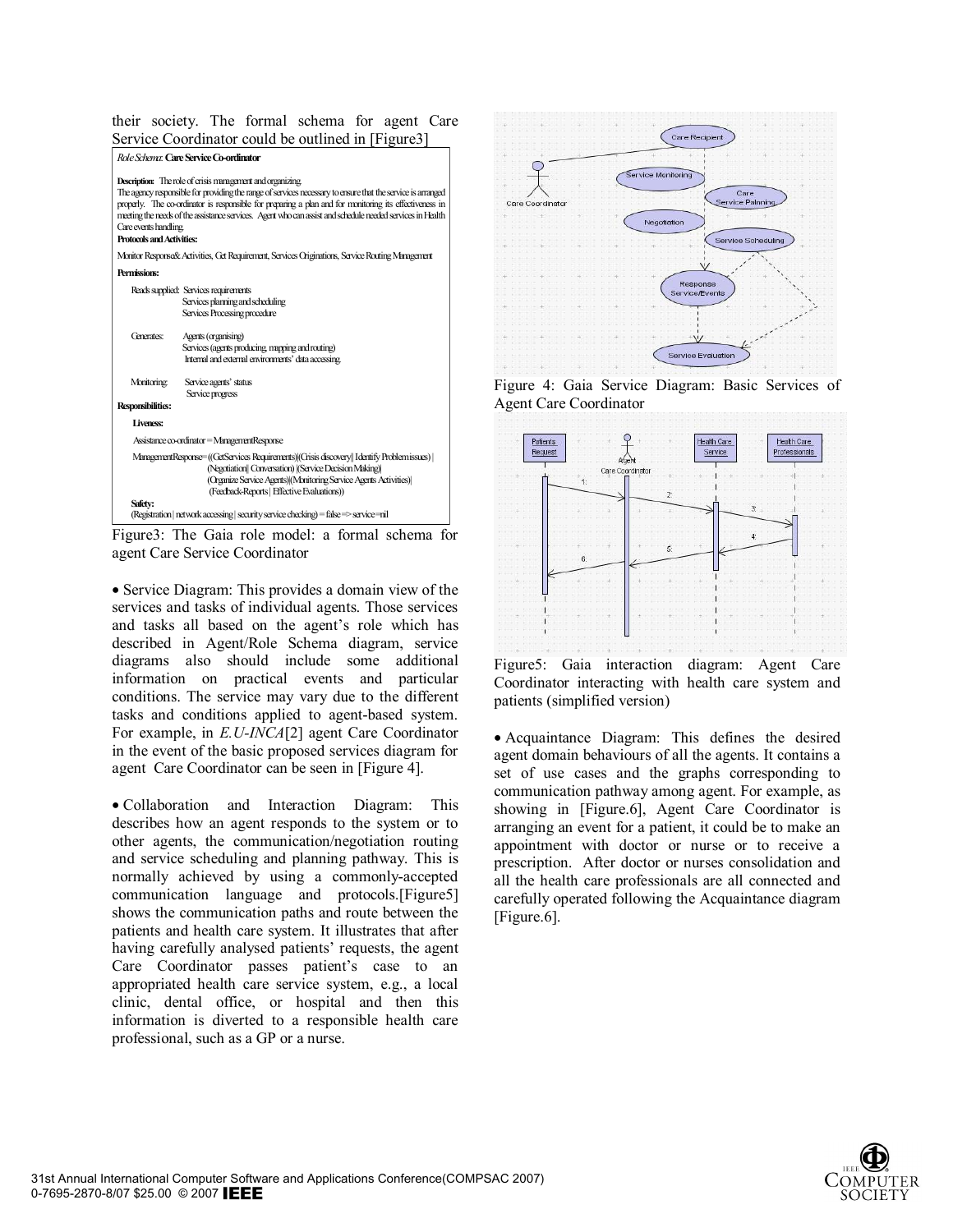their society. The formal schema for agent Care Service Coordinator could be outlined in [Figure3]

*Role Schema*: **Care Service Co-ordinator**

**Description:** The role of crisis management and organizing.
The agency responsible for providing the range of services necessary to ensure that the service is arranged properly. The co-ordinator is responsible for preparing a plan and for monitoring its effectiveness in meeting the needs of the assistance services. Agent who can assist and schedule needed services in Health Care events handling.

**Protocols and Activities:**

Monitor Response& Activities, Get Requirement, Services Originations, Service Routing Management

**Permissions:**

Reads supplied: Services requirements
Services planning and scheduling
Services Processing procedure

Generates: Agents (organising)
Services (agents producing, mapping and routing)
Internal and external environments' data accessing.

Monitoring: Service agents' status
Service progress

**Responsibilities:**

**Liveness:**

Assistance co-ordinator = ManagementResponse

ManagementResponse= ((GetServices Requirements)|(Crisis discovery|| Identify Problem issues) | (Negotiation|| Conversation) |(Service Decision Making)| (Organize Service Agents)|(Monitoring Service Agents Activities)| (Feedback-Reports | Effective Evaluations))

**Safety:**
(Registration | network accessing | security service checking) = false => service=nil

Figure3: The Gaia role model: a formal schema for agent Care Service Coordinator

• Service Diagram: This provides a domain view of the services and tasks of individual agents. Those services and tasks all based on the agent's role which has described in Agent/Role Schema diagram, service diagrams also should include some additional information on practical events and particular conditions. The service may vary due to the different tasks and conditions applied to agent-based system. For example, in *E.U-INCA*[2] agent Care Coordinator in the event of the basic proposed services diagram for agent Care Coordinator can be seen in [Figure 4].

• Collaboration and Interaction Diagram: This describes how an agent responds to the system or to other agents, the communication/negotiation routing and service scheduling and planning pathway. This is normally achieved by using a commonly-accepted communication language and protocols.[Figure5] shows the communication paths and route between the patients and health care system. It illustrates that after having carefully analysed patients' requests, the agent Care Coordinator passes patient's case to an appropriated health care service system, e.g., a local clinic, dental office, or hospital and then this information is diverted to a responsible health care professional, such as a GP or a nurse.

Figure 4: Gaia Service Diagram: Basic Services of Agent Care Coordinator

Figure5: Gaia interaction diagram: Agent Care Coordinator interacting with health care system and patients (simplified version)

• Acquaintance Diagram: This defines the desired agent domain behaviours of all the agents. It contains a set of use cases and the graphs corresponding to communication pathway among agent. For example, as showing in [Figure.6], Agent Care Coordinator is arranging an event for a patient, it could be to make an appointment with doctor or nurse or to receive a prescription. After doctor or nurses consolidation and all the health care professionals are all connected and carefully operated following the Acquaintance diagram [Figure.6].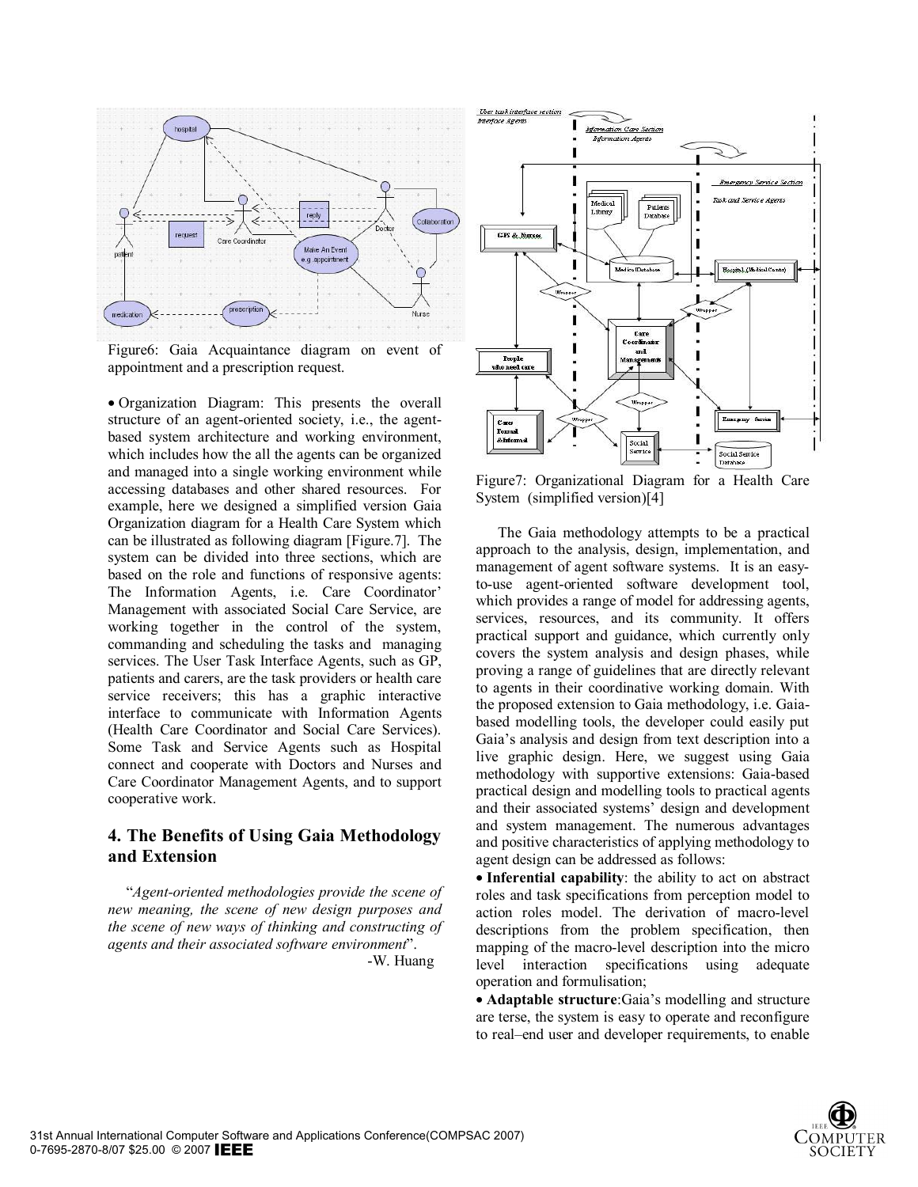hospital

reply

request

Collaboration

Care Coordinator

Doctor

patient

Make An Event
e.g. appointment

Nurse

medication

prescription

Figure6: Gaia Acquaintance diagram on event of appointment and a prescription request.

- Organization Diagram: This presents the overall structure of an agent-oriented society, i.e., the agent-based system architecture and working environment, which includes how the all the agents can be organized and managed into a single working environment while accessing databases and other shared resources. For example, here we designed a simplified version Gaia Organization diagram for a Health Care System which can be illustrated as following diagram [Figure.7]. The system can be divided into three sections, which are based on the role and functions of responsive agents: The Information Agents, i.e. Care Coordinator' Management with associated Social Care Service, are working together in the control of the system, commanding and scheduling the tasks and managing services. The User Task Interface Agents, such as GP, patients and carers, are the task providers or health care service receivers; this has a graphic interactive interface to communicate with Information Agents (Health Care Coordinator and Social Care Services). Some Task and Service Agents such as Hospital connect and cooperate with Doctors and Nurses and Care Coordinator Management Agents, and to support cooperative work.

## 4. The Benefits of Using Gaia Methodology and Extension

"*Agent-oriented methodologies provide the scene of new meaning, the scene of new design purposes and the scene of new ways of thinking and constructing of agents and their associated software environment*".

-W. Huang

User task interface section
Interface Agents

Information Care Section
Information Agents

Emergency Service Section
Task and Service Agents

Medical Library

Patients Database

GPS & Nurses

Medical Database

Hospital (Medical Center)

Wrapper

Wrapper

Care Coordinator and Management

People who need care

Wrapper

Carer Formal /Informal

Wrapper

Emergency Service

Social Service

Social Service Database

Figure7: Organizational Diagram for a Health Care System (simplified version)[4]

The Gaia methodology attempts to be a practical approach to the analysis, design, implementation, and management of agent software systems. It is an easy-to-use agent-oriented software development tool, which provides a range of model for addressing agents, services, resources, and its community. It offers practical support and guidance, which currently only covers the system analysis and design phases, while proving a range of guidelines that are directly relevant to agents in their coordinative working domain. With the proposed extension to Gaia methodology, i.e. Gaia-based modelling tools, the developer could easily put Gaia's analysis and design from text description into a live graphic design. Here, we suggest using Gaia methodology with supportive extensions: Gaia-based practical design and modelling tools to practical agents and their associated systems' design and development and system management. The numerous advantages and positive characteristics of applying methodology to agent design can be addressed as follows:

- **Inferential capability**: the ability to act on abstract roles and task specifications from perception model to action roles model. The derivation of macro-level descriptions from the problem specification, then mapping of the macro-level description into the micro level interaction specifications using adequate operation and formulisation;
- **Adaptable structure**:Gaia's modelling and structure are terse, the system is easy to operate and reconfigure to real–end user and developer requirements, to enable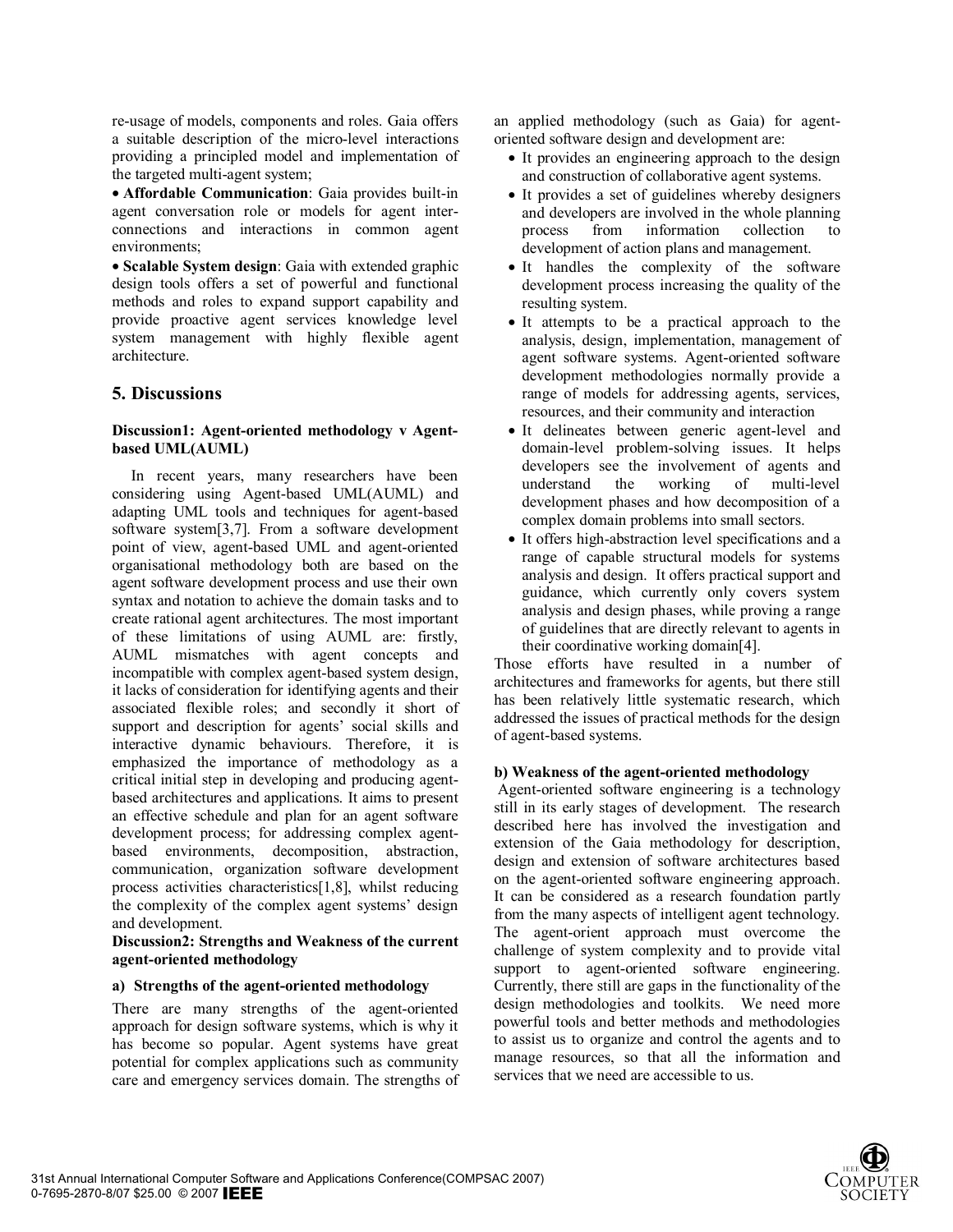re-usage of models, components and roles. Gaia offers a suitable description of the micro-level interactions providing a principled model and implementation of the targeted multi-agent system;

- **Affordable Communication**: Gaia provides built-in agent conversation role or models for agent inter-connections and interactions in common agent environments;
- **Scalable System design**: Gaia with extended graphic design tools offers a set of powerful and functional methods and roles to expand support capability and provide proactive agent services knowledge level system management with highly flexible agent architecture.

## 5. Discussions

**Discussion1: Agent-oriented methodology v Agent-based UML(AUML)**

In recent years, many researchers have been considering using Agent-based UML(AUML) and adapting UML tools and techniques for agent-based software system[3,7]. From a software development point of view, agent-based UML and agent-oriented organisational methodology both are based on the agent software development process and use their own syntax and notation to achieve the domain tasks and to create rational agent architectures. The most important of these limitations of using AUML are: firstly, AUML mismatches with agent concepts and incompatible with complex agent-based system design, it lacks of consideration for identifying agents and their associated flexible roles; and secondly it short of support and description for agents' social skills and interactive dynamic behaviours. Therefore, it is emphasized the importance of methodology as a critical initial step in developing and producing agent-based architectures and applications. It aims to present an effective schedule and plan for an agent software development process; for addressing complex agent-based environments, decomposition, abstraction, communication, organization software development process activities characteristics[1,8], whilst reducing the complexity of the complex agent systems' design and development.

**Discussion2: Strengths and Weakness of the current agent-oriented methodology**

**a) Strengths of the agent-oriented methodology**

There are many strengths of the agent-oriented approach for design software systems, which is why it has become so popular. Agent systems have great potential for complex applications such as community care and emergency services domain. The strengths of an applied methodology (such as Gaia) for agent-oriented software design and development are:

- It provides an engineering approach to the design and construction of collaborative agent systems.
- It provides a set of guidelines whereby designers and developers are involved in the whole planning process from information collection to development of action plans and management.
- It handles the complexity of the software development process increasing the quality of the resulting system.
- It attempts to be a practical approach to the analysis, design, implementation, management of agent software systems. Agent-oriented software development methodologies normally provide a range of models for addressing agents, services, resources, and their community and interaction
- It delineates between generic agent-level and domain-level problem-solving issues. It helps developers see the involvement of agents and understand the working of multi-level development phases and how decomposition of a complex domain problems into small sectors.
- It offers high-abstraction level specifications and a range of capable structural models for systems analysis and design. It offers practical support and guidance, which currently only covers system analysis and design phases, while proving a range of guidelines that are directly relevant to agents in their coordinative working domain[4].

Those efforts have resulted in a number of architectures and frameworks for agents, but there still has been relatively little systematic research, which addressed the issues of practical methods for the design of agent-based systems.

**b) Weakness of the agent-oriented methodology**

Agent-oriented software engineering is a technology still in its early stages of development. The research described here has involved the investigation and extension of the Gaia methodology for description, design and extension of software architectures based on the agent-oriented software engineering approach. It can be considered as a research foundation partly from the many aspects of intelligent agent technology. The agent-orient approach must overcome the challenge of system complexity and to provide vital support to agent-oriented software engineering. Currently, there still are gaps in the functionality of the design methodologies and toolkits. We need more powerful tools and better methods and methodologies to assist us to organize and control the agents and to manage resources, so that all the information and services that we need are accessible to us.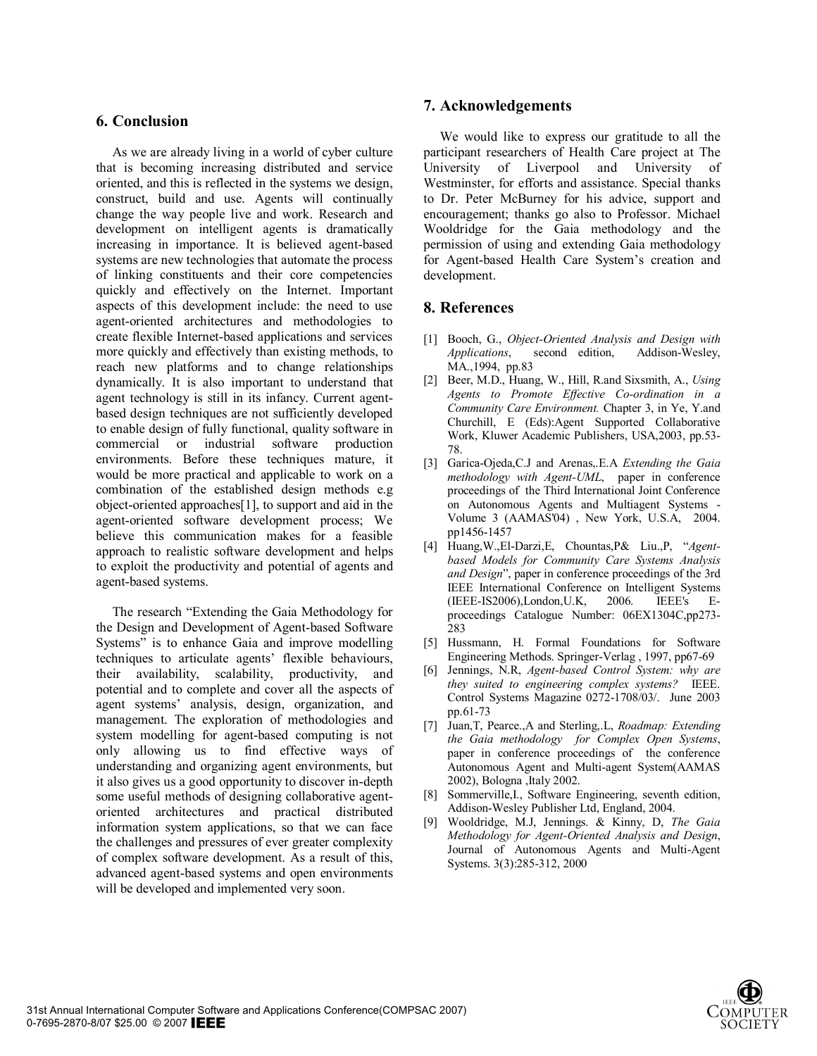## 6. Conclusion

As we are already living in a world of cyber culture that is becoming increasing distributed and service oriented, and this is reflected in the systems we design, construct, build and use. Agents will continually change the way people live and work. Research and development on intelligent agents is dramatically increasing in importance. It is believed agent-based systems are new technologies that automate the process of linking constituents and their core competencies quickly and effectively on the Internet. Important aspects of this development include: the need to use agent-oriented architectures and methodologies to create flexible Internet-based applications and services more quickly and effectively than existing methods, to reach new platforms and to change relationships dynamically. It is also important to understand that agent technology is still in its infancy. Current agent-based design techniques are not sufficiently developed to enable design of fully functional, quality software in commercial or industrial software production environments. Before these techniques mature, it would be more practical and applicable to work on a combination of the established design methods e.g object-oriented approaches[1], to support and aid in the agent-oriented software development process; We believe this communication makes for a feasible approach to realistic software development and helps to exploit the productivity and potential of agents and agent-based systems.

The research "Extending the Gaia Methodology for the Design and Development of Agent-based Software Systems" is to enhance Gaia and improve modelling techniques to articulate agents' flexible behaviours, their availability, scalability, productivity, and potential and to complete and cover all the aspects of agent systems' analysis, design, organization, and management. The exploration of methodologies and system modelling for agent-based computing is not only allowing us to find effective ways of understanding and organizing agent environments, but it also gives us a good opportunity to discover in-depth some useful methods of designing collaborative agent-oriented architectures and practical distributed information system applications, so that we can face the challenges and pressures of ever greater complexity of complex software development. As a result of this, advanced agent-based systems and open environments will be developed and implemented very soon.

## 7. Acknowledgements

We would like to express our gratitude to all the participant researchers of Health Care project at The University of Liverpool and University of Westminster, for efforts and assistance. Special thanks to Dr. Peter McBurney for his advice, support and encouragement; thanks go also to Professor. Michael Wooldridge for the Gaia methodology and the permission of using and extending Gaia methodology for Agent-based Health Care System's creation and development.

## 8. References

[1] Booch, G., *Object-Oriented Analysis and Design with Applications*, second edition, Addison-Wesley, MA.,1994, pp.83

[2] Beer, M.D., Huang, W., Hill, R.and Sixsmith, A., *Using Agents to Promote Effective Co-ordination in a Community Care Environment.* Chapter 3, in Ye, Y.and Churchill, E (Eds):Agent Supported Collaborative Work, Kluwer Academic Publishers, USA,2003, pp.53-78.

[3] Garica-Ojeda,C.J and Arenas,.E.A *Extending the Gaia methodology with Agent-UML*, paper in conference proceedings of the Third International Joint Conference on Autonomous Agents and Multiagent Systems - Volume 3 (AAMAS'04) , New York, U.S.A, 2004. pp1456-1457

[4] Huang,W.,El-Darzi,E, Chountas,P& Liu.,P, "*Agent-based Models for Community Care Systems Analysis and Design*", paper in conference proceedings of the 3rd IEEE International Conference on Intelligent Systems (IEEE-IS2006),London,U.K, 2006. IEEE's E-proceedings Catalogue Number: 06EX1304C,pp273-283

[5] Hussmann, H. Formal Foundations for Software Engineering Methods. Springer-Verlag , 1997, pp67-69

[6] Jennings, N.R, *Agent-based Control System: why are they suited to engineering complex systems?* IEEE. Control Systems Magazine 0272-1708/03/. June 2003 pp.61-73

[7] Juan,T, Pearce.,A and Sterling,.L, *Roadmap: Extending the Gaia methodology for Complex Open Systems*, paper in conference proceedings of the conference Autonomous Agent and Multi-agent System(AAMAS 2002), Bologna ,Italy 2002.

[8] Sommerville,I., Software Engineering, seventh edition, Addison-Wesley Publisher Ltd, England, 2004.

[9] Wooldridge, M.J, Jennings. & Kinny, D, *The Gaia Methodology for Agent-Oriented Analysis and Design*, Journal of Autonomous Agents and Multi-Agent Systems. 3(3):285-312, 2000